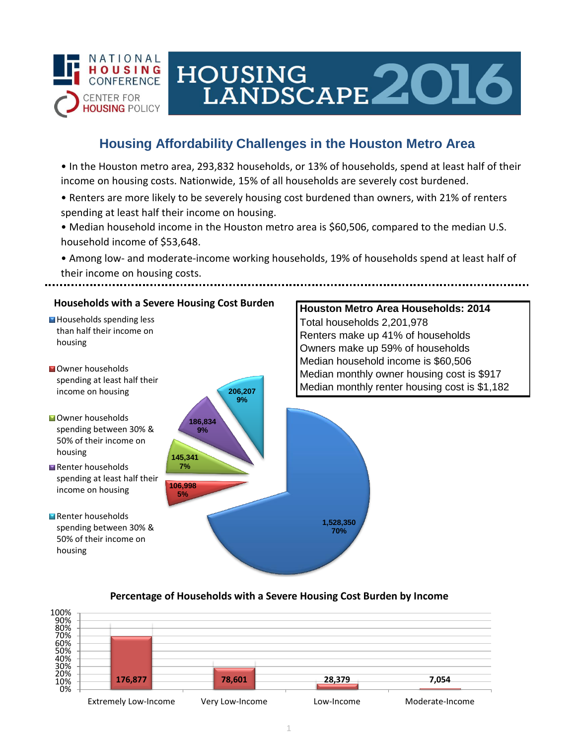NATIONAL HOUSING CONFERENCE

CENTER FOR HOUSING POLICY

# HOUSING LANDSCAPE 2016

## Housing Affordability Challenges in the Houston Metro Area

- In the Houston metro area, 293,832 households, or 13% of households, spend at least half of their income on housing costs. Nationwide, 15% of all households are severely cost burdened.
- Renters are more likely to be severely housing cost burdened than owners, with 21% of renters spending at least half their income on housing.
- Median household income in the Houston metro area is $60,506, compared to the median U.S. household income of $53,648.
- Among low- and moderate-income working households, 19% of households spend at least half of their income on housing costs.

### Households with a Severe Housing Cost Burden

| Category | Households | Percent |
| --- | --- | --- |
| Households spending less than half their income on housing | 1,528,350 | 70% |
| Owner households spending at least half their income on housing | 106,998 | 5% |
| Owner households spending between 30% & 50% of their income on housing | 145,341 | 7% |
| Renter households spending at least half their income on housing | 186,834 | 9% |
| Renter households spending between 30% & 50% of their income on housing | 206,207 | 9% |

### Houston Metro Area Households: 2014

Total households 2,201,978
Renters make up 41% of households
Owners make up 59% of households
Median household income is $60,506
Median monthly owner housing cost is $917
Median monthly renter housing cost is $1,182

### Percentage of Households with a Severe Housing Cost Burden by Income

| Income Category | Households |
| --- | --- |
| Extremely Low-Income | 176,877 |
| Very Low-Income | 78,601 |
| Low-Income | 28,379 |
| Moderate-Income | 7,054 |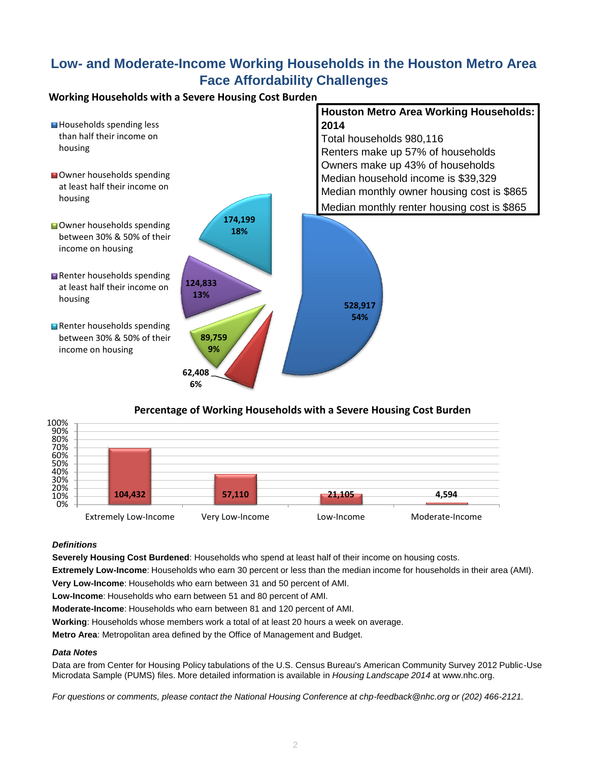# Low- and Moderate-Income Working Households in the Houston Metro Area Face Affordability Challenges

### Working Households with a Severe Housing Cost Burden

Households spending less than half their income on housing

Owner households spending at least half their income on housing

Owner households spending between 30% & 50% of their income on housing

Renter households spending at least half their income on housing

Renter households spending between 30% & 50% of their income on housing

174,199
18%

124,833
13%

89,759
9%

62,408
6%

528,917
54%

**Houston Metro Area Working Households: 2014**

Total households 980,116

Renters make up 57% of households

Owners make up 43% of households

Median household income is $39,329

Median monthly owner housing cost is $865

Median monthly renter housing cost is $865

### Percentage of Working Households with a Severe Housing Cost Burden

100%
90%
80%
70%
60%
50%
40%
30%
20%
10%
0%

104,432
57,110
21,105
4,594

Extremely Low-Income
Very Low-Income
Low-Income
Moderate-Income

***Definitions***

**Severely Housing Cost Burdened**: Households who spend at least half of their income on housing costs.

**Extremely Low-Income**: Households who earn 30 percent or less than the median income for households in their area (AMI).

**Very Low-Income**: Households who earn between 31 and 50 percent of AMI.

**Low-Income**: Households who earn between 51 and 80 percent of AMI.

**Moderate-Income**: Households who earn between 81 and 120 percent of AMI.

**Working**: Households whose members work a total of at least 20 hours a week on average.

**Metro Area**: Metropolitan area defined by the Office of Management and Budget.

***Data Notes***

Data are from Center for Housing Policy tabulations of the U.S. Census Bureau's American Community Survey 2012 Public-Use Microdata Sample (PUMS) files. More detailed information is available in *Housing Landscape 2014* at www.nhc.org.

*For questions or comments, please contact the National Housing Conference at chp-feedback@nhc.org or (202) 466-2121.*